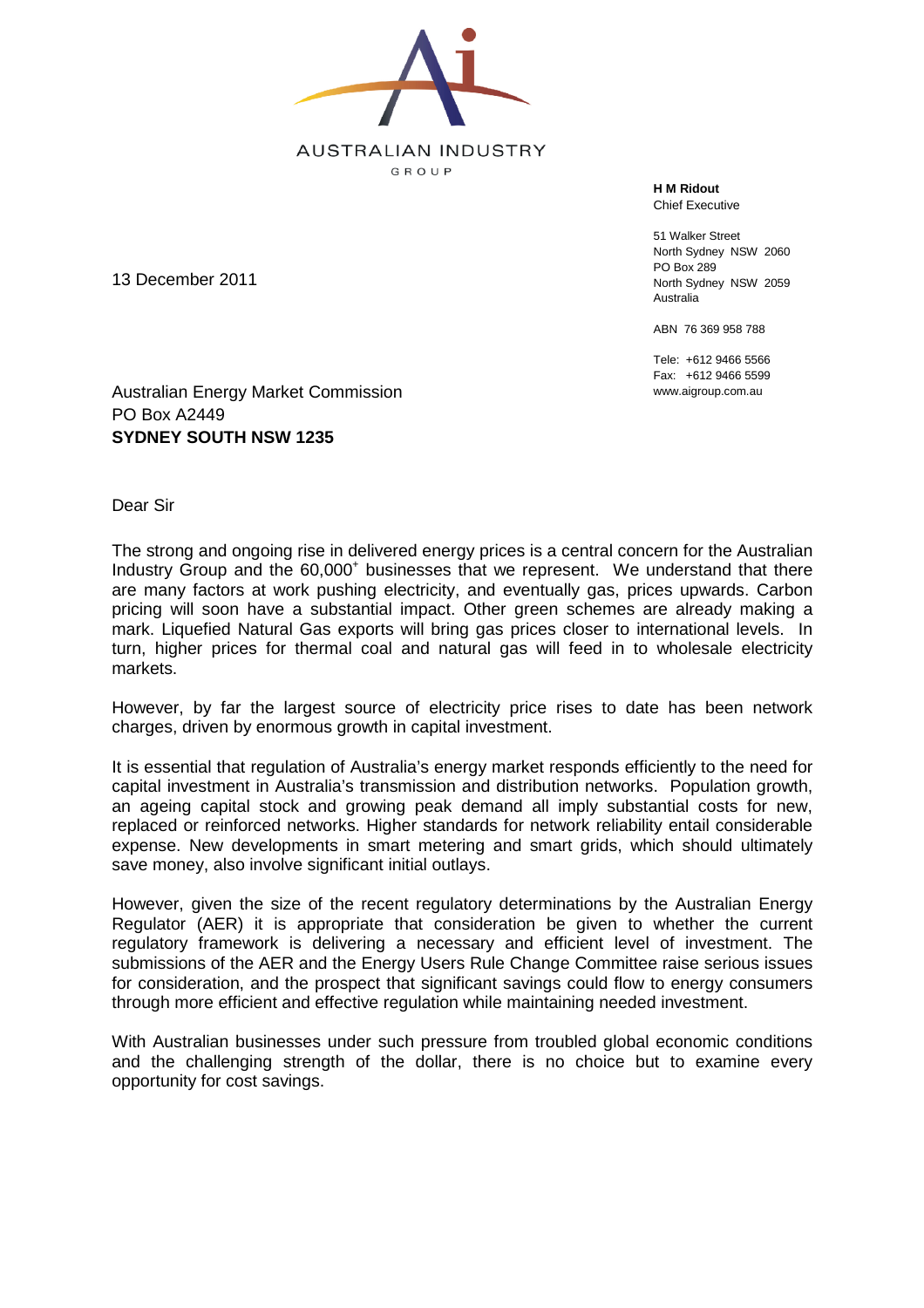AUSTRALIAN INDUSTRY
GROUP

**H M Ridout**
Chief Executive

51 Walker Street
North Sydney NSW 2060
PO Box 289
North Sydney NSW 2059
Australia

ABN 76 369 958 788

Tele: +612 9466 5566
Fax: +612 9466 5599
www.aigroup.com.au

13 December 2011

Australian Energy Market Commission
PO Box A2449
**SYDNEY SOUTH NSW 1235**

Dear Sir

The strong and ongoing rise in delivered energy prices is a central concern for the Australian Industry Group and the 60,000+ businesses that we represent. We understand that there are many factors at work pushing electricity, and eventually gas, prices upwards. Carbon pricing will soon have a substantial impact. Other green schemes are already making a mark. Liquefied Natural Gas exports will bring gas prices closer to international levels. In turn, higher prices for thermal coal and natural gas will feed in to wholesale electricity markets.

However, by far the largest source of electricity price rises to date has been network charges, driven by enormous growth in capital investment.

It is essential that regulation of Australia's energy market responds efficiently to the need for capital investment in Australia's transmission and distribution networks. Population growth, an ageing capital stock and growing peak demand all imply substantial costs for new, replaced or reinforced networks. Higher standards for network reliability entail considerable expense. New developments in smart metering and smart grids, which should ultimately save money, also involve significant initial outlays.

However, given the size of the recent regulatory determinations by the Australian Energy Regulator (AER) it is appropriate that consideration be given to whether the current regulatory framework is delivering a necessary and efficient level of investment. The submissions of the AER and the Energy Users Rule Change Committee raise serious issues for consideration, and the prospect that significant savings could flow to energy consumers through more efficient and effective regulation while maintaining needed investment.

With Australian businesses under such pressure from troubled global economic conditions and the challenging strength of the dollar, there is no choice but to examine every opportunity for cost savings.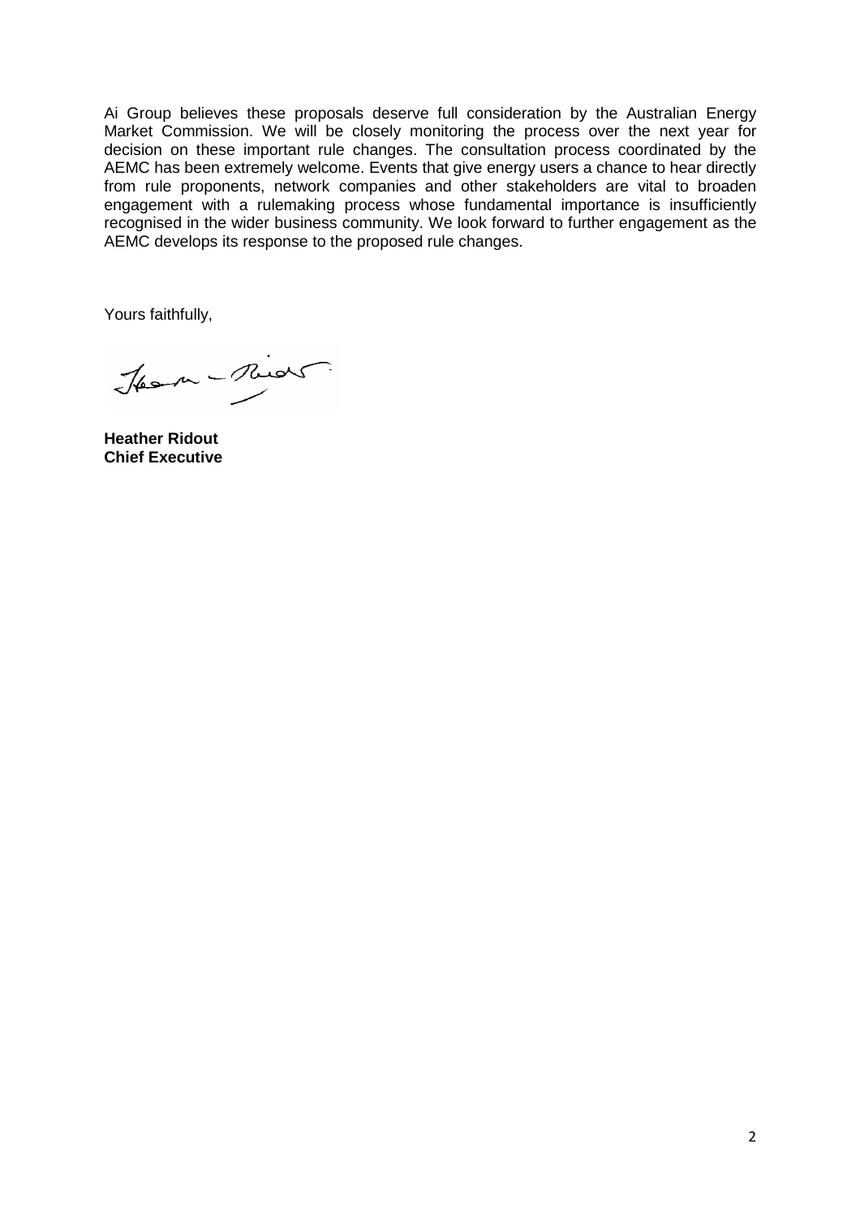Ai Group believes these proposals deserve full consideration by the Australian Energy Market Commission. We will be closely monitoring the process over the next year for decision on these important rule changes. The consultation process coordinated by the AEMC has been extremely welcome. Events that give energy users a chance to hear directly from rule proponents, network companies and other stakeholders are vital to broaden engagement with a rulemaking process whose fundamental importance is insufficiently recognised in the wider business community. We look forward to further engagement as the AEMC develops its response to the proposed rule changes.

Yours faithfully,

**Heather Ridout**
**Chief Executive**